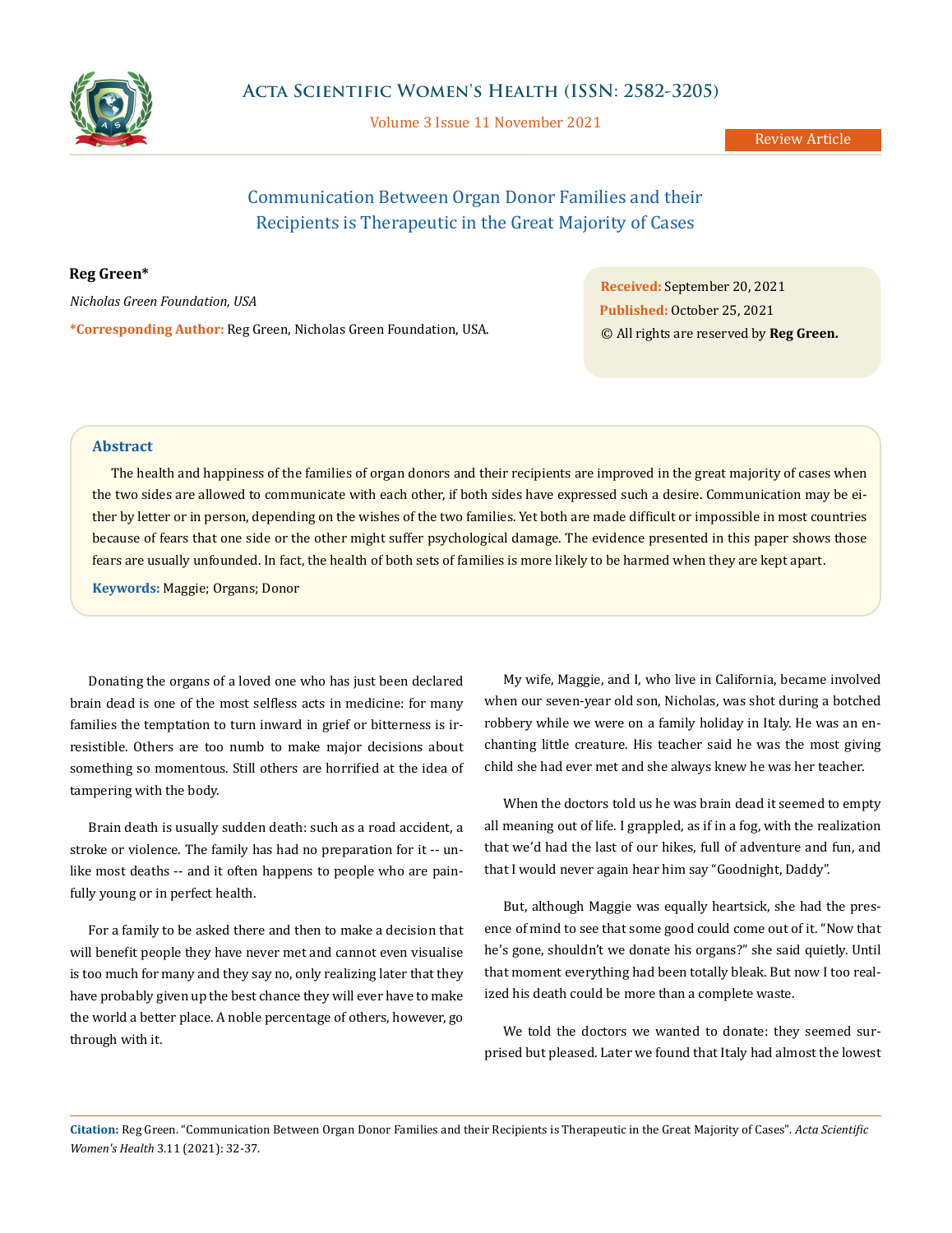# Communication Between Organ Donor Families and their Recipients is Therapeutic in the Great Majority of Cases

**Reg Green***

*Nicholas Green Foundation, USA*

***Corresponding Author:** Reg Green, Nicholas Green Foundation, USA.

**Received:** September 20, 2021
**Published:** October 25, 2021
© All rights are reserved by **Reg Green.**

## Abstract

The health and happiness of the families of organ donors and their recipients are improved in the great majority of cases when the two sides are allowed to communicate with each other, if both sides have expressed such a desire. Communication may be either by letter or in person, depending on the wishes of the two families. Yet both are made difficult or impossible in most countries because of fears that one side or the other might suffer psychological damage. The evidence presented in this paper shows those fears are usually unfounded. In fact, the health of both sets of families is more likely to be harmed when they are kept apart.

**Keywords:** Maggie; Organs; Donor

Donating the organs of a loved one who has just been declared brain dead is one of the most selfless acts in medicine: for many families the temptation to turn inward in grief or bitterness is irresistible. Others are too numb to make major decisions about something so momentous. Still others are horrified at the idea of tampering with the body.

Brain death is usually sudden death: such as a road accident, a stroke or violence. The family has had no preparation for it -- unlike most deaths -- and it often happens to people who are painfully young or in perfect health.

For a family to be asked there and then to make a decision that will benefit people they have never met and cannot even visualise is too much for many and they say no, only realizing later that they have probably given up the best chance they will ever have to make the world a better place. A noble percentage of others, however, go through with it.

My wife, Maggie, and I, who live in California, became involved when our seven-year old son, Nicholas, was shot during a botched robbery while we were on a family holiday in Italy. He was an enchanting little creature. His teacher said he was the most giving child she had ever met and she always knew he was her teacher.

When the doctors told us he was brain dead it seemed to empty all meaning out of life. I grappled, as if in a fog, with the realization that we'd had the last of our hikes, full of adventure and fun, and that I would never again hear him say "Goodnight, Daddy".

But, although Maggie was equally heartsick, she had the presence of mind to see that some good could come out of it. "Now that he's gone, shouldn't we donate his organs?" she said quietly. Until that moment everything had been totally bleak. But now I too realized his death could be more than a complete waste.

We told the doctors we wanted to donate: they seemed surprised but pleased. Later we found that Italy had almost the lowest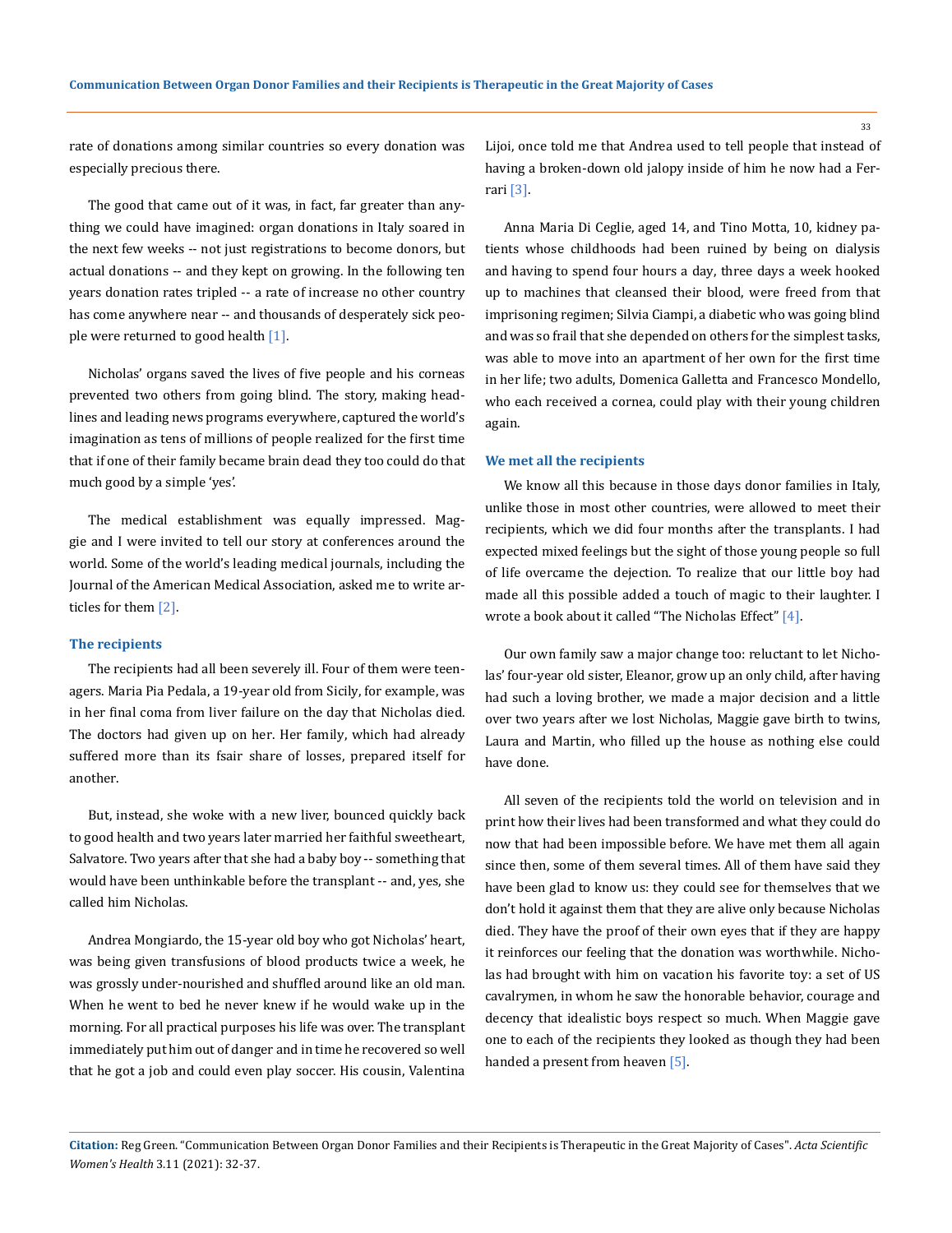rate of donations among similar countries so every donation was especially precious there.

The good that came out of it was, in fact, far greater than anything we could have imagined: organ donations in Italy soared in the next few weeks -- not just registrations to become donors, but actual donations -- and they kept on growing. In the following ten years donation rates tripled -- a rate of increase no other country has come anywhere near -- and thousands of desperately sick people were returned to good health [1].

Nicholas' organs saved the lives of five people and his corneas prevented two others from going blind. The story, making headlines and leading news programs everywhere, captured the world's imagination as tens of millions of people realized for the first time that if one of their family became brain dead they too could do that much good by a simple 'yes'.

The medical establishment was equally impressed. Maggie and I were invited to tell our story at conferences around the world. Some of the world's leading medical journals, including the Journal of the American Medical Association, asked me to write articles for them [2].

### The recipients

The recipients had all been severely ill. Four of them were teenagers. Maria Pia Pedala, a 19-year old from Sicily, for example, was in her final coma from liver failure on the day that Nicholas died. The doctors had given up on her. Her family, which had already suffered more than its fsair share of losses, prepared itself for another.

But, instead, she woke with a new liver, bounced quickly back to good health and two years later married her faithful sweetheart, Salvatore. Two years after that she had a baby boy -- something that would have been unthinkable before the transplant -- and, yes, she called him Nicholas.

Andrea Mongiardo, the 15-year old boy who got Nicholas' heart, was being given transfusions of blood products twice a week, he was grossly under-nourished and shuffled around like an old man. When he went to bed he never knew if he would wake up in the morning. For all practical purposes his life was over. The transplant immediately put him out of danger and in time he recovered so well that he got a job and could even play soccer. His cousin, Valentina Lijoi, once told me that Andrea used to tell people that instead of having a broken-down old jalopy inside of him he now had a Ferrari [3].

Anna Maria Di Ceglie, aged 14, and Tino Motta, 10, kidney patients whose childhoods had been ruined by being on dialysis and having to spend four hours a day, three days a week hooked up to machines that cleansed their blood, were freed from that imprisoning regimen; Silvia Ciampi, a diabetic who was going blind and was so frail that she depended on others for the simplest tasks, was able to move into an apartment of her own for the first time in her life; two adults, Domenica Galletta and Francesco Mondello, who each received a cornea, could play with their young children again.

### We met all the recipients

We know all this because in those days donor families in Italy, unlike those in most other countries, were allowed to meet their recipients, which we did four months after the transplants. I had expected mixed feelings but the sight of those young people so full of life overcame the dejection. To realize that our little boy had made all this possible added a touch of magic to their laughter. I wrote a book about it called "The Nicholas Effect" [4].

Our own family saw a major change too: reluctant to let Nicholas' four-year old sister, Eleanor, grow up an only child, after having had such a loving brother, we made a major decision and a little over two years after we lost Nicholas, Maggie gave birth to twins, Laura and Martin, who filled up the house as nothing else could have done.

All seven of the recipients told the world on television and in print how their lives had been transformed and what they could do now that had been impossible before. We have met them all again since then, some of them several times. All of them have said they have been glad to know us: they could see for themselves that we don't hold it against them that they are alive only because Nicholas died. They have the proof of their own eyes that if they are happy it reinforces our feeling that the donation was worthwhile. Nicholas had brought with him on vacation his favorite toy: a set of US cavalrymen, in whom he saw the honorable behavior, courage and decency that idealistic boys respect so much. When Maggie gave one to each of the recipients they looked as though they had been handed a present from heaven [5].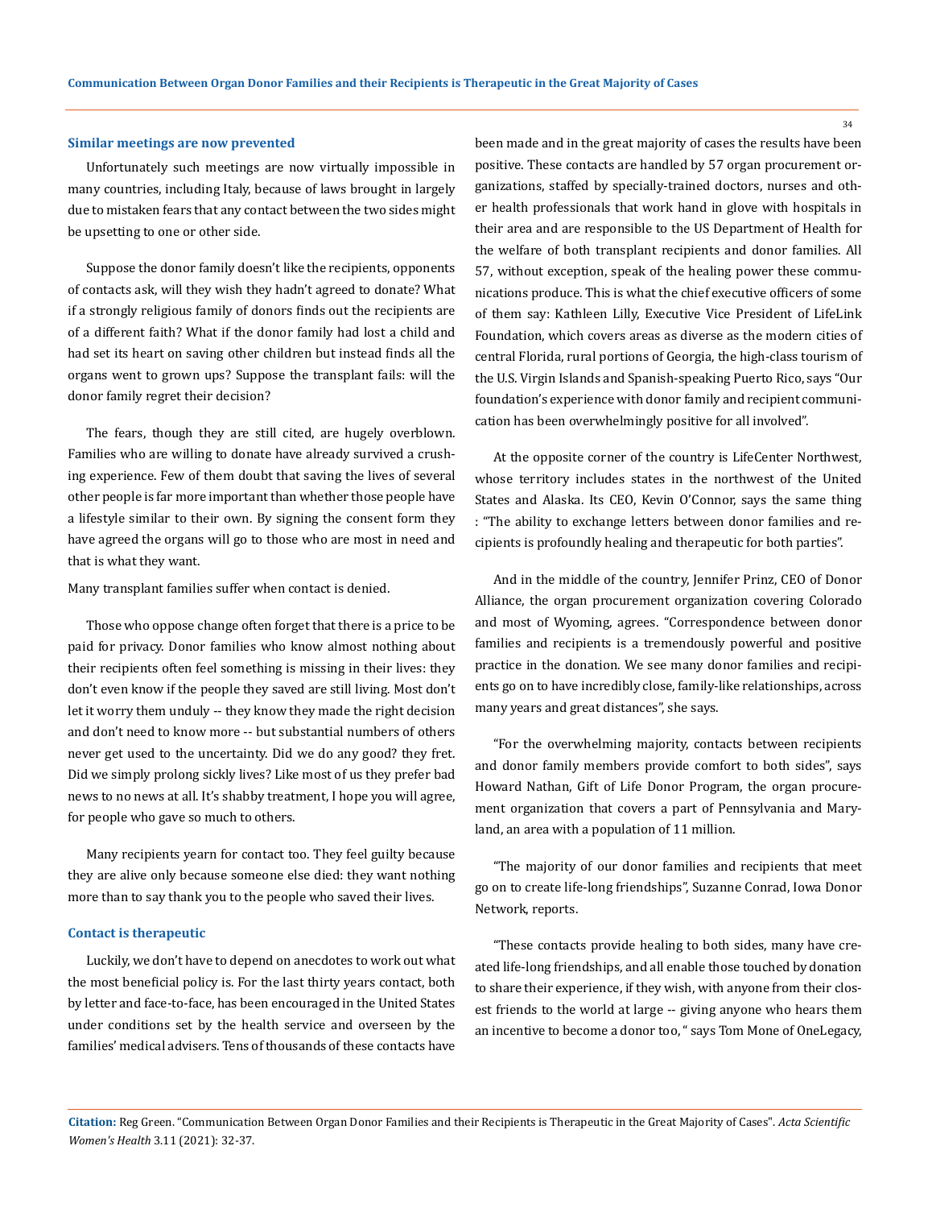### Similar meetings are now prevented

Unfortunately such meetings are now virtually impossible in many countries, including Italy, because of laws brought in largely due to mistaken fears that any contact between the two sides might be upsetting to one or other side.

Suppose the donor family doesn't like the recipients, opponents of contacts ask, will they wish they hadn't agreed to donate? What if a strongly religious family of donors finds out the recipients are of a different faith? What if the donor family had lost a child and had set its heart on saving other children but instead finds all the organs went to grown ups? Suppose the transplant fails: will the donor family regret their decision?

The fears, though they are still cited, are hugely overblown. Families who are willing to donate have already survived a crushing experience. Few of them doubt that saving the lives of several other people is far more important than whether those people have a lifestyle similar to their own. By signing the consent form they have agreed the organs will go to those who are most in need and that is what they want.

Many transplant families suffer when contact is denied.

Those who oppose change often forget that there is a price to be paid for privacy. Donor families who know almost nothing about their recipients often feel something is missing in their lives: they don't even know if the people they saved are still living. Most don't let it worry them unduly -- they know they made the right decision and don't need to know more -- but substantial numbers of others never get used to the uncertainty. Did we do any good? they fret. Did we simply prolong sickly lives? Like most of us they prefer bad news to no news at all. It's shabby treatment, I hope you will agree, for people who gave so much to others.

Many recipients yearn for contact too. They feel guilty because they are alive only because someone else died: they want nothing more than to say thank you to the people who saved their lives.

### Contact is therapeutic

Luckily, we don't have to depend on anecdotes to work out what the most beneficial policy is. For the last thirty years contact, both by letter and face-to-face, has been encouraged in the United States under conditions set by the health service and overseen by the families' medical advisers. Tens of thousands of these contacts have been made and in the great majority of cases the results have been positive. These contacts are handled by 57 organ procurement organizations, staffed by specially-trained doctors, nurses and other health professionals that work hand in glove with hospitals in their area and are responsible to the US Department of Health for the welfare of both transplant recipients and donor families. All 57, without exception, speak of the healing power these communications produce. This is what the chief executive officers of some of them say: Kathleen Lilly, Executive Vice President of LifeLink Foundation, which covers areas as diverse as the modern cities of central Florida, rural portions of Georgia, the high-class tourism of the U.S. Virgin Islands and Spanish-speaking Puerto Rico, says "Our foundation's experience with donor family and recipient communication has been overwhelmingly positive for all involved".

At the opposite corner of the country is LifeCenter Northwest, whose territory includes states in the northwest of the United States and Alaska. Its CEO, Kevin O'Connor, says the same thing : "The ability to exchange letters between donor families and recipients is profoundly healing and therapeutic for both parties".

And in the middle of the country, Jennifer Prinz, CEO of Donor Alliance, the organ procurement organization covering Colorado and most of Wyoming, agrees. "Correspondence between donor families and recipients is a tremendously powerful and positive practice in the donation. We see many donor families and recipients go on to have incredibly close, family-like relationships, across many years and great distances", she says.

"For the overwhelming majority, contacts between recipients and donor family members provide comfort to both sides", says Howard Nathan, Gift of Life Donor Program, the organ procurement organization that covers a part of Pennsylvania and Maryland, an area with a population of 11 million.

"The majority of our donor families and recipients that meet go on to create life-long friendships", Suzanne Conrad, Iowa Donor Network, reports.

"These contacts provide healing to both sides, many have created life-long friendships, and all enable those touched by donation to share their experience, if they wish, with anyone from their closest friends to the world at large -- giving anyone who hears them an incentive to become a donor too, " says Tom Mone of OneLegacy,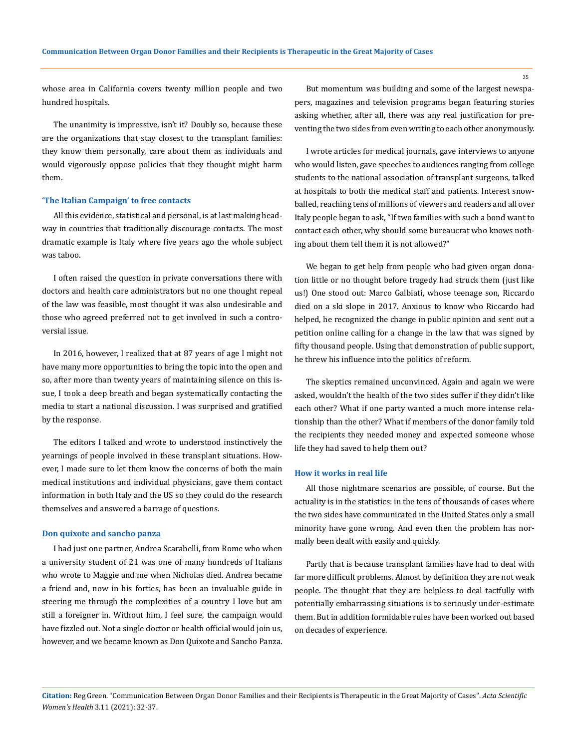whose area in California covers twenty million people and two hundred hospitals.

The unanimity is impressive, isn't it? Doubly so, because these are the organizations that stay closest to the transplant families: they know them personally, care about them as individuals and would vigorously oppose policies that they thought might harm them.

### 'The Italian Campaign' to free contacts

All this evidence, statistical and personal, is at last making headway in countries that traditionally discourage contacts. The most dramatic example is Italy where five years ago the whole subject was taboo.

I often raised the question in private conversations there with doctors and health care administrators but no one thought repeal of the law was feasible, most thought it was also undesirable and those who agreed preferred not to get involved in such a controversial issue.

In 2016, however, I realized that at 87 years of age I might not have many more opportunities to bring the topic into the open and so, after more than twenty years of maintaining silence on this issue, I took a deep breath and began systematically contacting the media to start a national discussion. I was surprised and gratified by the response.

The editors I talked and wrote to understood instinctively the yearnings of people involved in these transplant situations. However, I made sure to let them know the concerns of both the main medical institutions and individual physicians, gave them contact information in both Italy and the US so they could do the research themselves and answered a barrage of questions.

### Don quixote and sancho panza

I had just one partner, Andrea Scarabelli, from Rome who when a university student of 21 was one of many hundreds of Italians who wrote to Maggie and me when Nicholas died. Andrea became a friend and, now in his forties, has been an invaluable guide in steering me through the complexities of a country I love but am still a foreigner in. Without him, I feel sure, the campaign would have fizzled out. Not a single doctor or health official would join us, however, and we became known as Don Quixote and Sancho Panza.

But momentum was building and some of the largest newspapers, magazines and television programs began featuring stories asking whether, after all, there was any real justification for preventing the two sides from even writing to each other anonymously.

I wrote articles for medical journals, gave interviews to anyone who would listen, gave speeches to audiences ranging from college students to the national association of transplant surgeons, talked at hospitals to both the medical staff and patients. Interest snowballed, reaching tens of millions of viewers and readers and all over Italy people began to ask, "If two families with such a bond want to contact each other, why should some bureaucrat who knows nothing about them tell them it is not allowed?"

We began to get help from people who had given organ donation little or no thought before tragedy had struck them (just like us!) One stood out: Marco Galbiati, whose teenage son, Riccardo died on a ski slope in 2017. Anxious to know who Riccardo had helped, he recognized the change in public opinion and sent out a petition online calling for a change in the law that was signed by fifty thousand people. Using that demonstration of public support, he threw his influence into the politics of reform.

The skeptics remained unconvinced. Again and again we were asked, wouldn't the health of the two sides suffer if they didn't like each other? What if one party wanted a much more intense relationship than the other? What if members of the donor family told the recipients they needed money and expected someone whose life they had saved to help them out?

### How it works in real life

All those nightmare scenarios are possible, of course. But the actuality is in the statistics: in the tens of thousands of cases where the two sides have communicated in the United States only a small minority have gone wrong. And even then the problem has normally been dealt with easily and quickly.

Partly that is because transplant families have had to deal with far more difficult problems. Almost by definition they are not weak people. The thought that they are helpless to deal tactfully with potentially embarrassing situations is to seriously under-estimate them. But in addition formidable rules have been worked out based on decades of experience.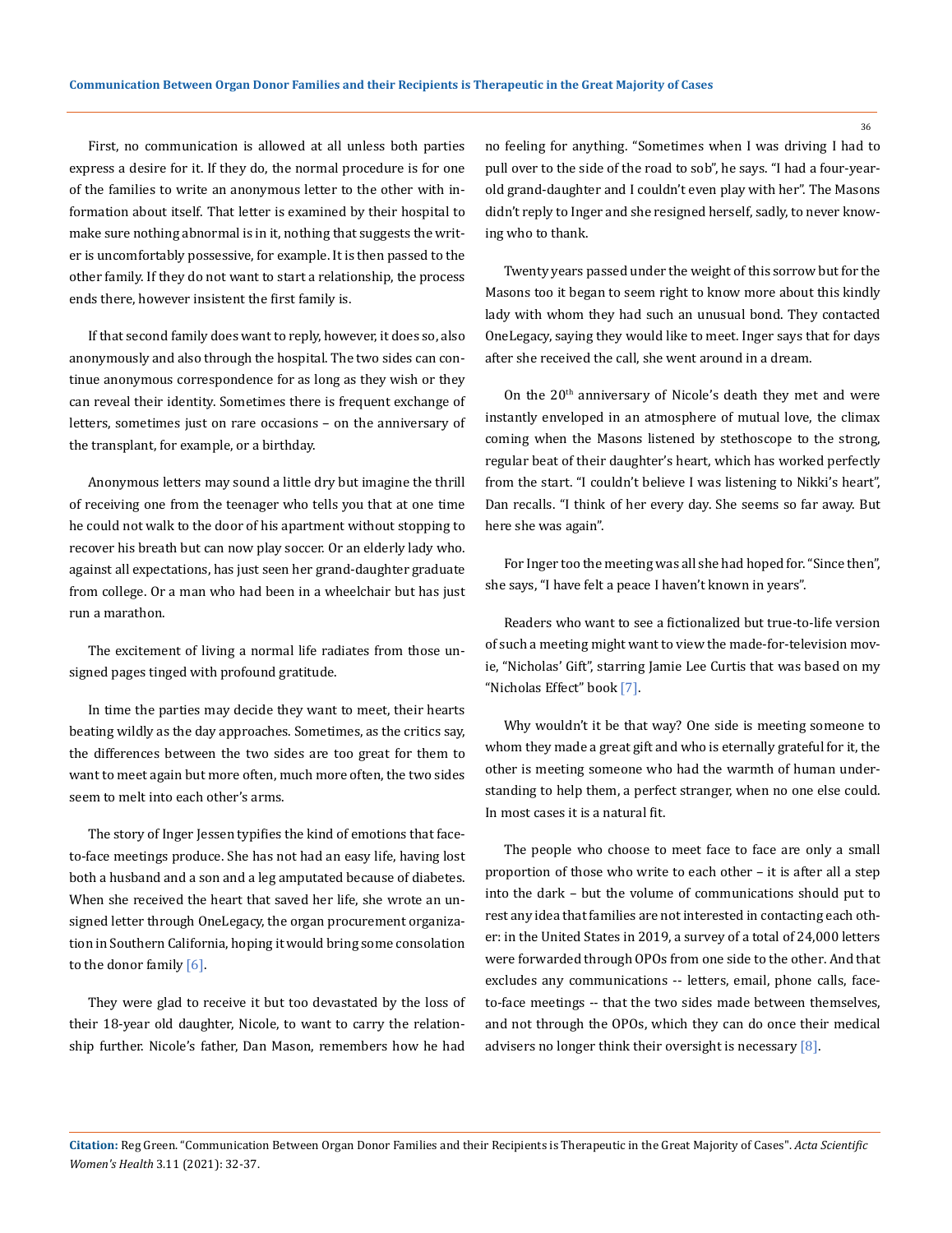First, no communication is allowed at all unless both parties express a desire for it. If they do, the normal procedure is for one of the families to write an anonymous letter to the other with information about itself. That letter is examined by their hospital to make sure nothing abnormal is in it, nothing that suggests the writer is uncomfortably possessive, for example. It is then passed to the other family. If they do not want to start a relationship, the process ends there, however insistent the first family is.

If that second family does want to reply, however, it does so, also anonymously and also through the hospital. The two sides can continue anonymous correspondence for as long as they wish or they can reveal their identity. Sometimes there is frequent exchange of letters, sometimes just on rare occasions – on the anniversary of the transplant, for example, or a birthday.

Anonymous letters may sound a little dry but imagine the thrill of receiving one from the teenager who tells you that at one time he could not walk to the door of his apartment without stopping to recover his breath but can now play soccer. Or an elderly lady who. against all expectations, has just seen her grand-daughter graduate from college. Or a man who had been in a wheelchair but has just run a marathon.

The excitement of living a normal life radiates from those unsigned pages tinged with profound gratitude.

In time the parties may decide they want to meet, their hearts beating wildly as the day approaches. Sometimes, as the critics say, the differences between the two sides are too great for them to want to meet again but more often, much more often, the two sides seem to melt into each other's arms.

The story of Inger Jessen typifies the kind of emotions that face-to-face meetings produce. She has not had an easy life, having lost both a husband and a son and a leg amputated because of diabetes. When she received the heart that saved her life, she wrote an unsigned letter through OneLegacy, the organ procurement organization in Southern California, hoping it would bring some consolation to the donor family [6].

They were glad to receive it but too devastated by the loss of their 18-year old daughter, Nicole, to want to carry the relationship further. Nicole's father, Dan Mason, remembers how he had no feeling for anything. "Sometimes when I was driving I had to pull over to the side of the road to sob", he says. "I had a four-year-old grand-daughter and I couldn't even play with her". The Masons didn't reply to Inger and she resigned herself, sadly, to never knowing who to thank.

Twenty years passed under the weight of this sorrow but for the Masons too it began to seem right to know more about this kindly lady with whom they had such an unusual bond. They contacted OneLegacy, saying they would like to meet. Inger says that for days after she received the call, she went around in a dream.

On the 20th anniversary of Nicole's death they met and were instantly enveloped in an atmosphere of mutual love, the climax coming when the Masons listened by stethoscope to the strong, regular beat of their daughter's heart, which has worked perfectly from the start. "I couldn't believe I was listening to Nikki's heart", Dan recalls. "I think of her every day. She seems so far away. But here she was again".

For Inger too the meeting was all she had hoped for. "Since then", she says, "I have felt a peace I haven't known in years".

Readers who want to see a fictionalized but true-to-life version of such a meeting might want to view the made-for-television movie, "Nicholas' Gift", starring Jamie Lee Curtis that was based on my "Nicholas Effect" book [7].

Why wouldn't it be that way? One side is meeting someone to whom they made a great gift and who is eternally grateful for it, the other is meeting someone who had the warmth of human understanding to help them, a perfect stranger, when no one else could. In most cases it is a natural fit.

The people who choose to meet face to face are only a small proportion of those who write to each other – it is after all a step into the dark – but the volume of communications should put to rest any idea that families are not interested in contacting each other: in the United States in 2019, a survey of a total of 24,000 letters were forwarded through OPOs from one side to the other. And that excludes any communications -- letters, email, phone calls, face-to-face meetings -- that the two sides made between themselves, and not through the OPOs, which they can do once their medical advisers no longer think their oversight is necessary [8].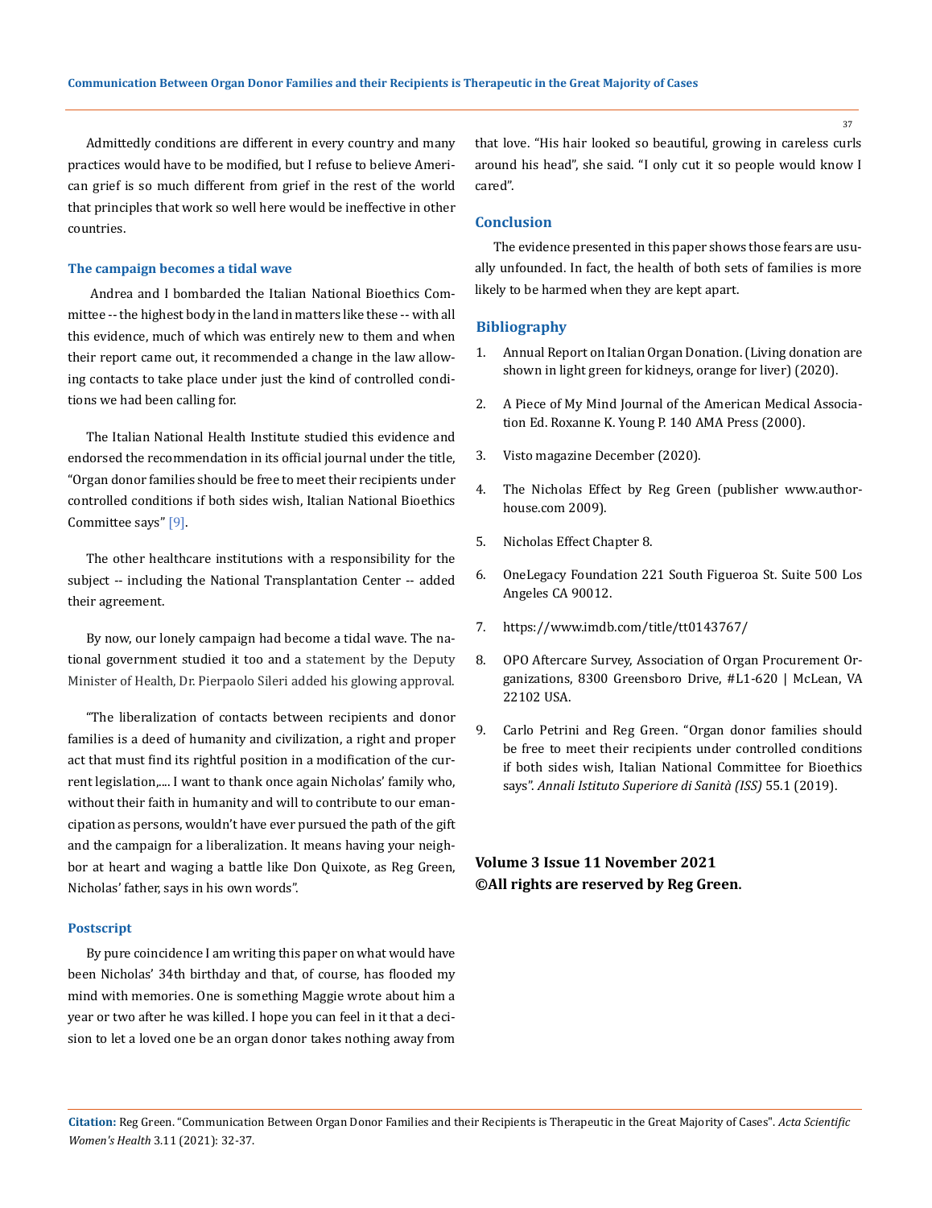Admittedly conditions are different in every country and many practices would have to be modified, but I refuse to believe American grief is so much different from grief in the rest of the world that principles that work so well here would be ineffective in other countries.

### The campaign becomes a tidal wave

Andrea and I bombarded the Italian National Bioethics Committee -- the highest body in the land in matters like these -- with all this evidence, much of which was entirely new to them and when their report came out, it recommended a change in the law allowing contacts to take place under just the kind of controlled conditions we had been calling for.

The Italian National Health Institute studied this evidence and endorsed the recommendation in its official journal under the title, "Organ donor families should be free to meet their recipients under controlled conditions if both sides wish, Italian National Bioethics Committee says" [9].

The other healthcare institutions with a responsibility for the subject -- including the National Transplantation Center -- added their agreement.

By now, our lonely campaign had become a tidal wave. The national government studied it too and a statement by the Deputy Minister of Health, Dr. Pierpaolo Sileri added his glowing approval.

"The liberalization of contacts between recipients and donor families is a deed of humanity and civilization, a right and proper act that must find its rightful position in a modification of the current legislation,.... I want to thank once again Nicholas' family who, without their faith in humanity and will to contribute to our emancipation as persons, wouldn't have ever pursued the path of the gift and the campaign for a liberalization. It means having your neighbor at heart and waging a battle like Don Quixote, as Reg Green, Nicholas' father, says in his own words".

### Postscript

By pure coincidence I am writing this paper on what would have been Nicholas' 34th birthday and that, of course, has flooded my mind with memories. One is something Maggie wrote about him a year or two after he was killed. I hope you can feel in it that a decision to let a loved one be an organ donor takes nothing away from that love. "His hair looked so beautiful, growing in careless curls around his head", she said. "I only cut it so people would know I cared".

## Conclusion

The evidence presented in this paper shows those fears are usually unfounded. In fact, the health of both sets of families is more likely to be harmed when they are kept apart.

## Bibliography

1. Annual Report on Italian Organ Donation. (Living donation are shown in light green for kidneys, orange for liver) (2020).
2. A Piece of My Mind Journal of the American Medical Association Ed. Roxanne K. Young P. 140 AMA Press (2000).
3. Visto magazine December (2020).
4. The Nicholas Effect by Reg Green (publisher www.authorhouse.com 2009).
5. Nicholas Effect Chapter 8.
6. OneLegacy Foundation 221 South Figueroa St. Suite 500 Los Angeles CA 90012.
7. https://www.imdb.com/title/tt0143767/
8. OPO Aftercare Survey, Association of Organ Procurement Organizations, 8300 Greensboro Drive, #L1-620 | McLean, VA 22102 USA.
9. Carlo Petrini and Reg Green. "Organ donor families should be free to meet their recipients under controlled conditions if both sides wish, Italian National Committee for Bioethics says". *Annali Istituto Superiore di Sanità (ISS)* 55.1 (2019).

**Volume 3 Issue 11 November 2021**
**©All rights are reserved by Reg Green.**